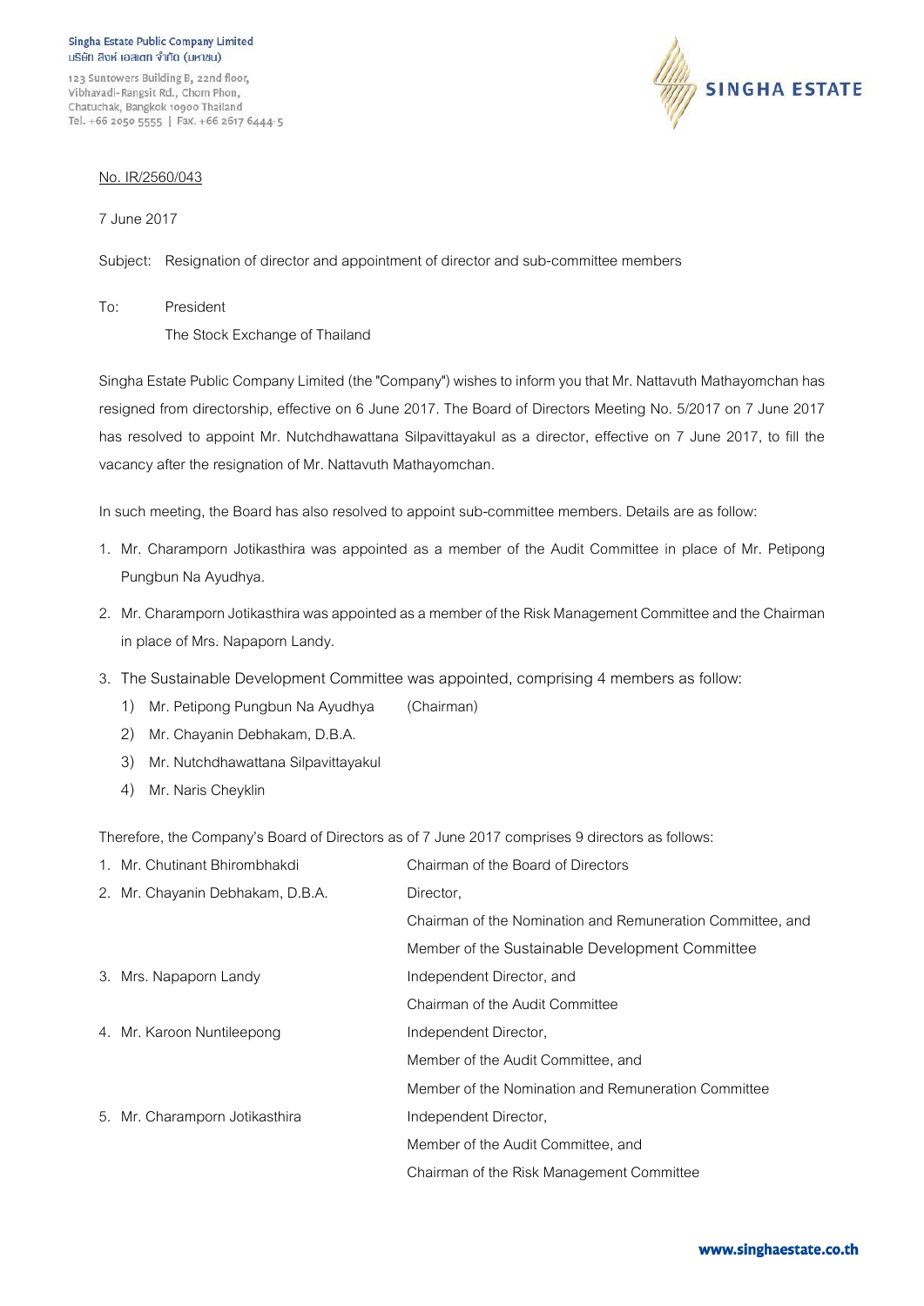Singha Estate Public Company Limited
บริษัท สิงห์ เอสเตท จำกัด (มหาชน)

123 Suntowers Building B, 22nd floor,
Vibhavadi-Rangsit Rd., Chom Phon,
Chatuchak, Bangkok 10900 Thailand
Tel. +66 2050 5555 | Fax. +66 2617 6444-5

SINGHA ESTATE

No. IR/2560/043

7 June 2017

Subject: Resignation of director and appointment of director and sub-committee members

To: President
The Stock Exchange of Thailand

Singha Estate Public Company Limited (the "Company") wishes to inform you that Mr. Nattavuth Mathayomchan has resigned from directorship, effective on 6 June 2017. The Board of Directors Meeting No. 5/2017 on 7 June 2017 has resolved to appoint Mr. Nutchdhawattana Silpavittayakul as a director, effective on 7 June 2017, to fill the vacancy after the resignation of Mr. Nattavuth Mathayomchan.

In such meeting, the Board has also resolved to appoint sub-committee members. Details are as follow:

1. Mr. Charamporn Jotikasthira was appointed as a member of the Audit Committee in place of Mr. Petipong Pungbun Na Ayudhya.
2. Mr. Charamporn Jotikasthira was appointed as a member of the Risk Management Committee and the Chairman in place of Mrs. Napaporn Landy.
3. The Sustainable Development Committee was appointed, comprising 4 members as follow:
   1) Mr. Petipong Pungbun Na Ayudhya (Chairman)
   2) Mr. Chayanin Debhakam, D.B.A.
   3) Mr. Nutchdhawattana Silpavittayakul
   4) Mr. Naris Cheyklin

Therefore, the Company's Board of Directors as of 7 June 2017 comprises 9 directors as follows:

| | |
|---|---|
| 1. Mr. Chutinant Bhirombhakdi | Chairman of the Board of Directors |
| 2. Mr. Chayanin Debhakam, D.B.A. | Director, |
| | Chairman of the Nomination and Remuneration Committee, and |
| | Member of the Sustainable Development Committee |
| 3. Mrs. Napaporn Landy | Independent Director, and |
| | Chairman of the Audit Committee |
| 4. Mr. Karoon Nuntileepong | Independent Director, |
| | Member of the Audit Committee, and |
| | Member of the Nomination and Remuneration Committee |
| 5. Mr. Charamporn Jotikasthira | Independent Director, |
| | Member of the Audit Committee, and |
| | Chairman of the Risk Management Committee |

www.singhaestate.co.th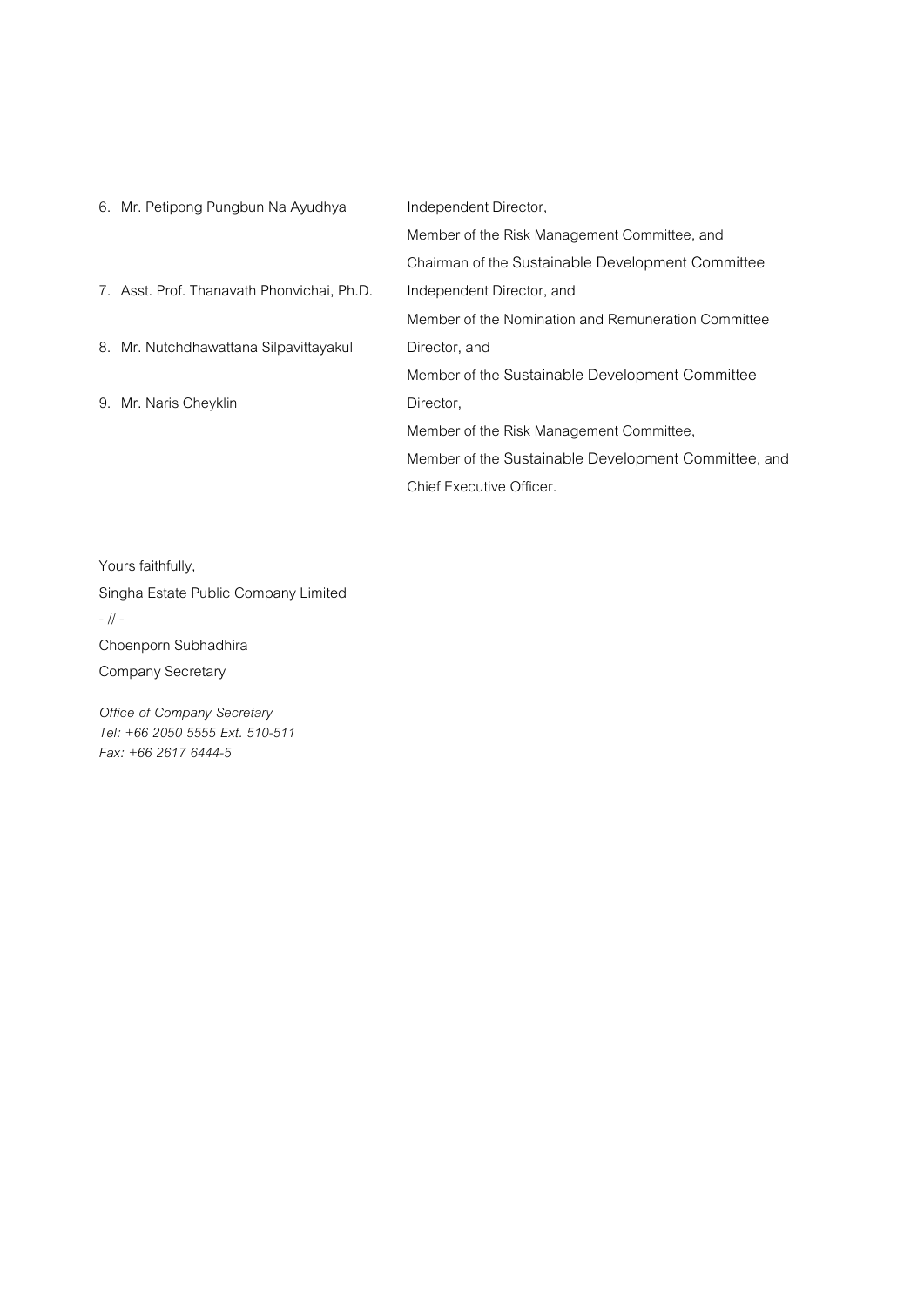| | |
|---|---|
| 6. Mr. Petipong Pungbun Na Ayudhya | Independent Director, |
| | Member of the Risk Management Committee, and |
| | Chairman of the Sustainable Development Committee |
| 7. Asst. Prof. Thanavath Phonvichai, Ph.D. | Independent Director, and |
| | Member of the Nomination and Remuneration Committee |
| 8. Mr. Nutchdhawattana Silpavittayakul | Director, and |
| | Member of the Sustainable Development Committee |
| 9. Mr. Naris Cheyklin | Director, |
| | Member of the Risk Management Committee, |
| | Member of the Sustainable Development Committee, and |
| | Chief Executive Officer. |

Yours faithfully,

Singha Estate Public Company Limited

- // -

Choenporn Subhadhira

Company Secretary

*Office of Company Secretary*
*Tel: +66 2050 5555 Ext. 510-511*
*Fax: +66 2617 6444-5*